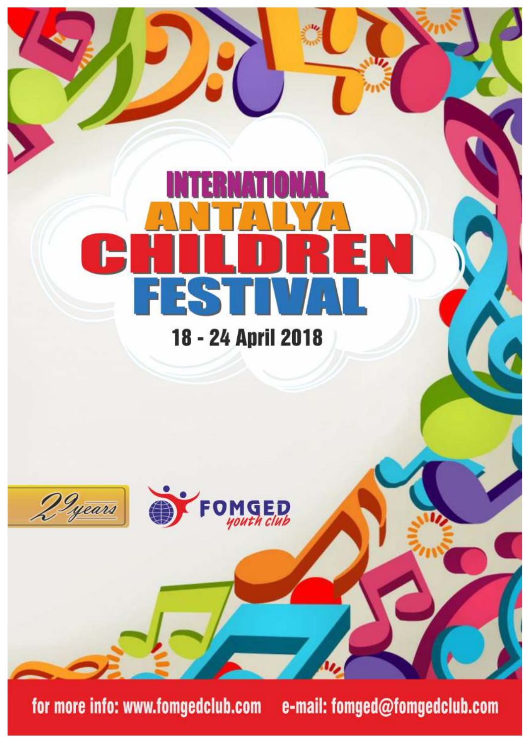# INTERNATIONAL ANTALYA CHILDREN FESTIVAL

**18 - 24 April 2018**

29 years

FOMGED youth club

for more info: www.fomgedclub.com e-mail: fomged@fomgedclub.com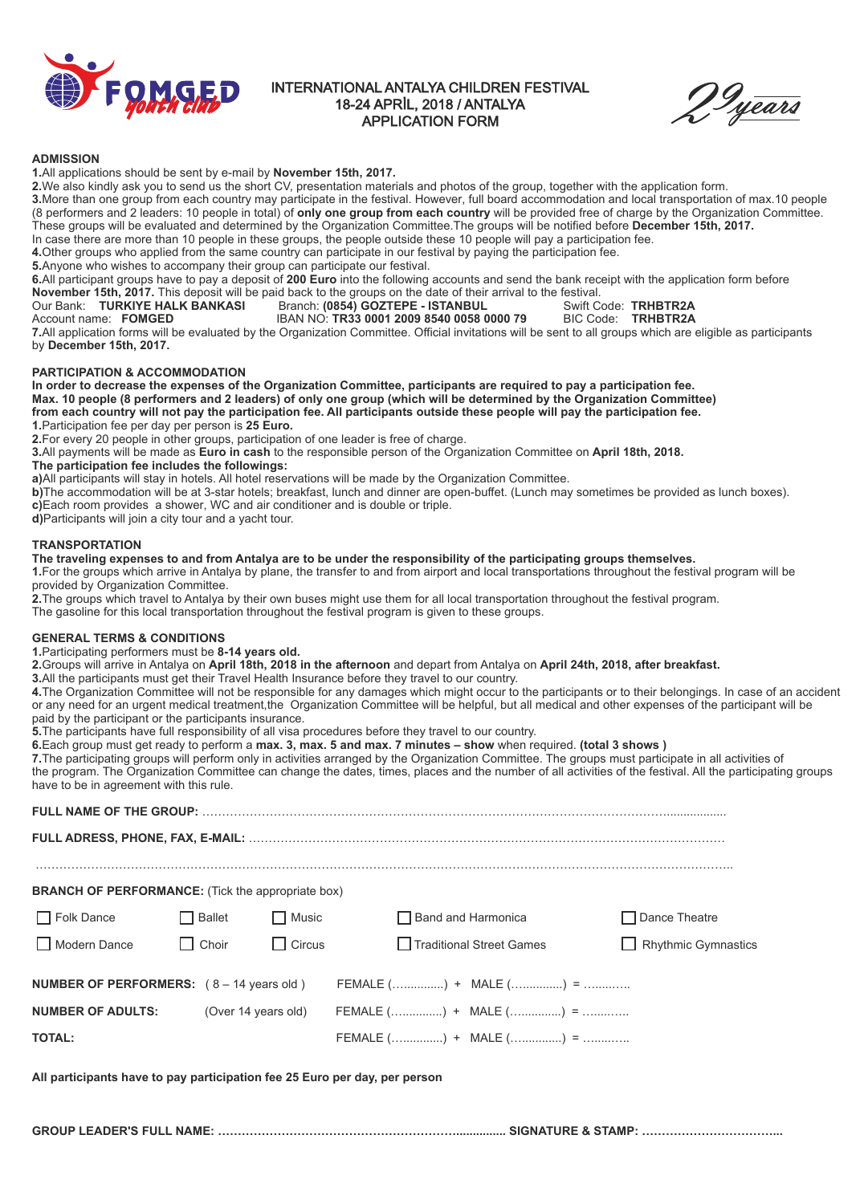# INTERNATIONAL ANTALYA CHILDREN FESTIVAL
## 18-24 APRİL, 2018 / ANTALYA
## APPLICATION FORM

29 years

### ADMISSION

**1.**All applications should be sent by e-mail by **November 15th, 2017.**

**2.**We also kindly ask you to send us the short CV, presentation materials and photos of the group, together with the application form.

**3.**More than one group from each country may participate in the festival. However, full board accommodation and local transportation of max.10 people (8 performers and 2 leaders: 10 people in total) of **only one group from each country** will be provided free of charge by the Organization Committee. These groups will be evaluated and determined by the Organization Committee.The groups will be notified before **December 15th, 2017.**
In case there are more than 10 people in these groups, the people outside these 10 people will pay a participation fee.

**4.**Other groups who applied from the same country can participate in our festival by paying the participation fee.

**5.**Anyone who wishes to accompany their group can participate our festival.

**6.**All participant groups have to pay a deposit of **200 Euro** into the following accounts and send the bank receipt with the application form before **November 15th, 2017.** This deposit will be paid back to the groups on the date of their arrival to the festival.

Our Bank: **TURKIYE HALK BANKASI** Branch: **(0854) GOZTEPE - ISTANBUL** Swift Code: **TRHBTR2A**
Account name: **FOMGED** IBAN NO: **TR33 0001 2009 8540 0058 0000 79** BIC Code: **TRHBTR2A**

**7.**All application forms will be evaluated by the Organization Committee. Official invitations will be sent to all groups which are eligible as participants by **December 15th, 2017.**

### PARTICIPATION & ACCOMMODATION

**In order to decrease the expenses of the Organization Committee, participants are required to pay a participation fee. Max. 10 people (8 performers and 2 leaders) of only one group (which will be determined by the Organization Committee) from each country will not pay the participation fee. All participants outside these people will pay the participation fee.**

**1.**Participation fee per day per person is **25 Euro.**

**2.**For every 20 people in other groups, participation of one leader is free of charge.

**3.**All payments will be made as **Euro in cash** to the responsible person of the Organization Committee on **April 18th, 2018.**

**The participation fee includes the followings:**

**a)**All participants will stay in hotels. All hotel reservations will be made by the Organization Committee.

**b)**The accommodation will be at 3-star hotels; breakfast, lunch and dinner are open-buffet. (Lunch may sometimes be provided as lunch boxes).

**c)**Each room provides a shower, WC and air conditioner and is double or triple.

**d)**Participants will join a city tour and a yacht tour.

### TRANSPORTATION

**The traveling expenses to and from Antalya are to be under the responsibility of the participating groups themselves.**

**1.**For the groups which arrive in Antalya by plane, the transfer to and from airport and local transportations throughout the festival program will be provided by Organization Committee.

**2.**The groups which travel to Antalya by their own buses might use them for all local transportation throughout the festival program.
The gasoline for this local transportation throughout the festival program is given to these groups.

### GENERAL TERMS & CONDITIONS

**1.**Participating performers must be **8-14 years old.**

**2.**Groups will arrive in Antalya on **April 18th, 2018 in the afternoon** and depart from Antalya on **April 24th, 2018, after breakfast.**

**3.**All the participants must get their Travel Health Insurance before they travel to our country.

**4.**The Organization Committee will not be responsible for any damages which might occur to the participants or to their belongings. In case of an accident or any need for an urgent medical treatment,the Organization Committee will be helpful, but all medical and other expenses of the participant will be paid by the participant or the participants insurance.

**5.**The participants have full responsibility of all visa procedures before they travel to our country.

**6.**Each group must get ready to perform a **max. 3, max. 5 and max. 7 minutes – show** when required. **(total 3 shows )**

**7.**The participating groups will perform only in activities arranged by the Organization Committee. The groups must participate in all activities of the program. The Organization Committee can change the dates, times, places and the number of all activities of the festival. All the participating groups have to be in agreement with this rule.

**FULL NAME OF THE GROUP:** ……………………………………………………………………………………………………

**FULL ADRESS, PHONE, FAX, E-MAIL:** ……………………………………………………………………………………………

……………………………………………………………………………………………………………………………………

**BRANCH OF PERFORMANCE:** (Tick the appropriate box)

| | | | | |
|---|---|---|---|---|
| ☐ Folk Dance | ☐ Ballet | ☐ Music | ☐ Band and Harmonica | ☐ Dance Theatre |
| ☐ Modern Dance | ☐ Choir | ☐ Circus | ☐ Traditional Street Games | ☐ Rhythmic Gymnastics |

| | | |
|---|---|---|
| **NUMBER OF PERFORMERS:** | ( 8 – 14 years old ) | FEMALE (……………) + MALE (……………) = ………… |
| **NUMBER OF ADULTS:** | (Over 14 years old) | FEMALE (……………) + MALE (……………) = ………… |
| **TOTAL:** | | FEMALE (……………) + MALE (……………) = ………… |

**All participants have to pay participation fee 25 Euro per day, per person**

**GROUP LEADER'S FULL NAME: ………………………………………………………… SIGNATURE & STAMP: ………………………………**